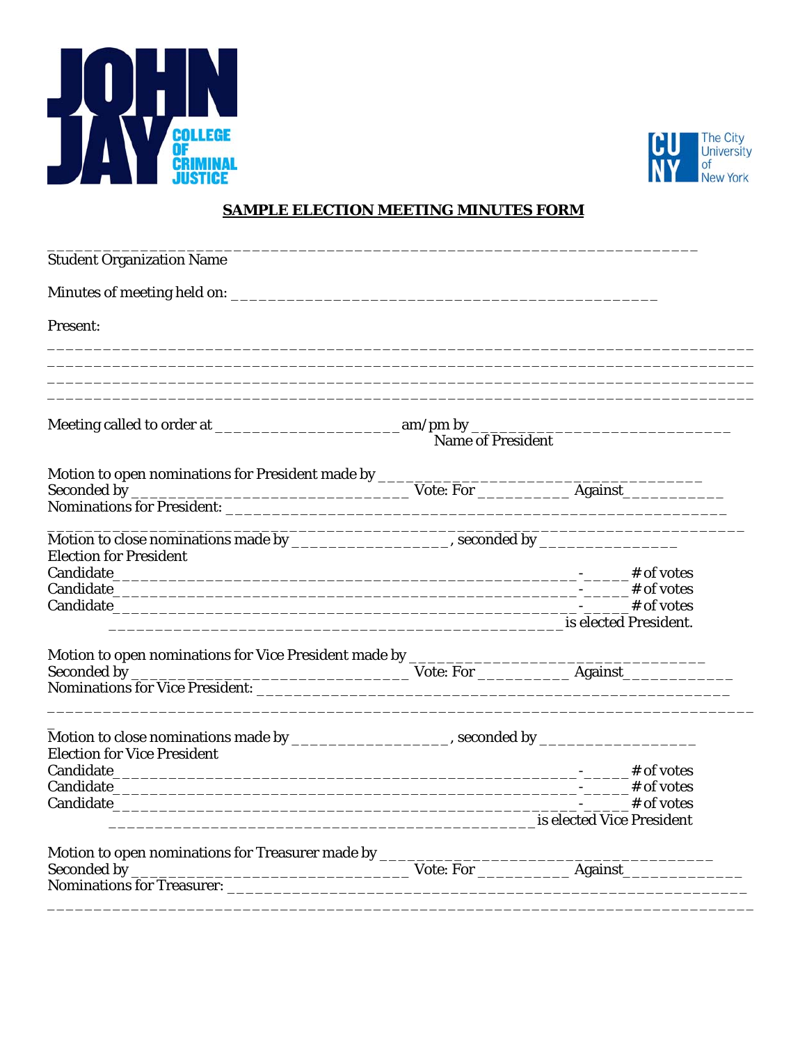JOHN JAY COLLEGE OF CRIMINAL JUSTICE

The City University of New York

**SAMPLE ELECTION MEETING MINUTES FORM**

___________________________________________________________________
Student Organization Name

Minutes of meeting held on: ____________________________________________

Present:

__________________________________________________________________________
__________________________________________________________________________
__________________________________________________________________________
__________________________________________________________________________

Meeting called to order at ____________________ am/pm by ___________________________
Name of President

Motion to open nominations for President made by ___________________________________
Seconded by ______________________________ Vote: For __________ Against___________
Nominations for President: __________________________________________________________
__________________________________________________________________________
Motion to close nominations made by _________________, seconded by ______________
Election for President
Candidate__________________________________________________-_____ # of votes
Candidate__________________________________________________-_____ # of votes
Candidate__________________________________________________-_____ # of votes
_________________________________________________is elected President.

Motion to open nominations for Vice President made by ________________________________
Seconded by ______________________________ Vote: For __________ Against____________
Nominations for Vice President: _____________________________________________________
__________________________________________________________________________
Motion to close nominations made by _________________, seconded by ________________
Election for Vice President
Candidate__________________________________________________-_____ # of votes
Candidate__________________________________________________-_____ # of votes
Candidate__________________________________________________-_____ # of votes
_____________________________________________is elected Vice President

Motion to open nominations for Treasurer made by _____________________________________
Seconded by ______________________________ Vote: For __________ Against_____________
Nominations for Treasurer: __________________________________________________________
__________________________________________________________________________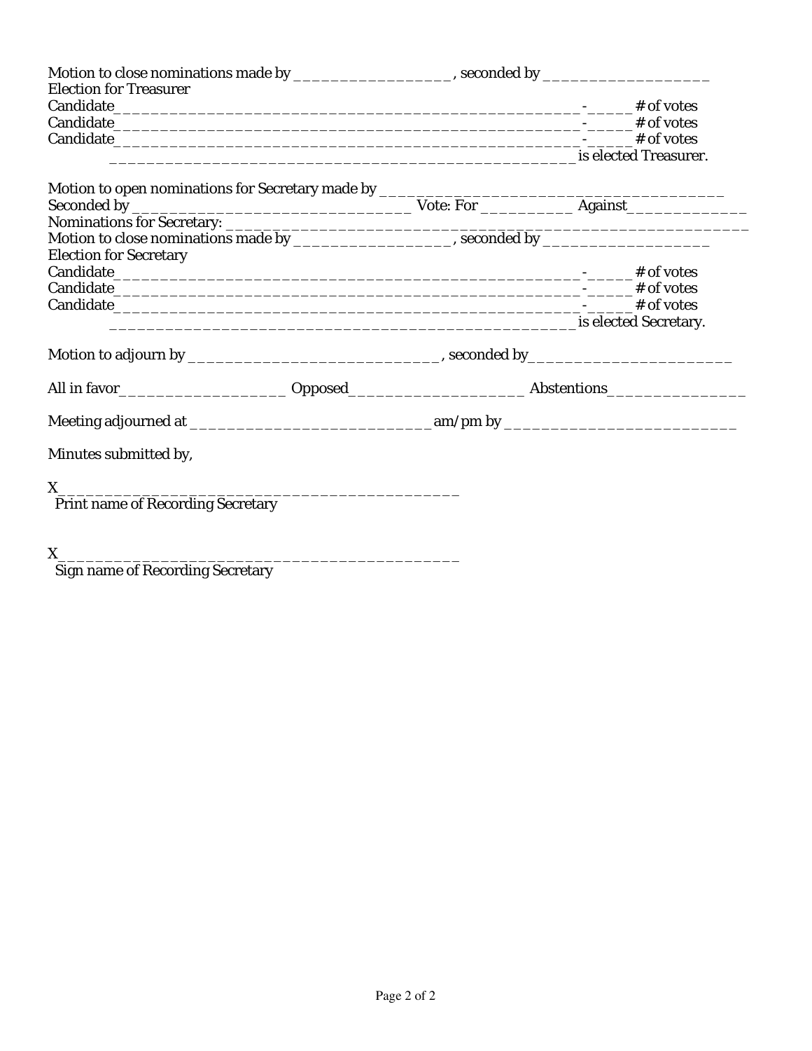Motion to close nominations made by ___________________, seconded by ___________________

Election for Treasurer

Candidate_________________________________________________-_____ # of votes

Candidate_________________________________________________-_____ # of votes

Candidate_________________________________________________-_____ # of votes

_________________________________________________ is elected Treasurer.

Motion to open nominations for Secretary made by _______________________________________

Seconded by ________________________________ Vote: For __________ Against______________

Nominations for Secretary: ________________________________________________________________

Motion to close nominations made by ___________________, seconded by ___________________

Election for Secretary

Candidate_________________________________________________-_____ # of votes

Candidate_________________________________________________-_____ # of votes

Candidate_________________________________________________-_____ # of votes

_________________________________________________ is elected Secretary.

Motion to adjourn by _____________________________, seconded by_______________________

All in favor___________________ Opposed____________________ Abstentions________________

Meeting adjourned at ____________________________ am/pm by ___________________________

Minutes submitted by,

X______________________________________________

Print name of Recording Secretary

X______________________________________________

Sign name of Recording Secretary